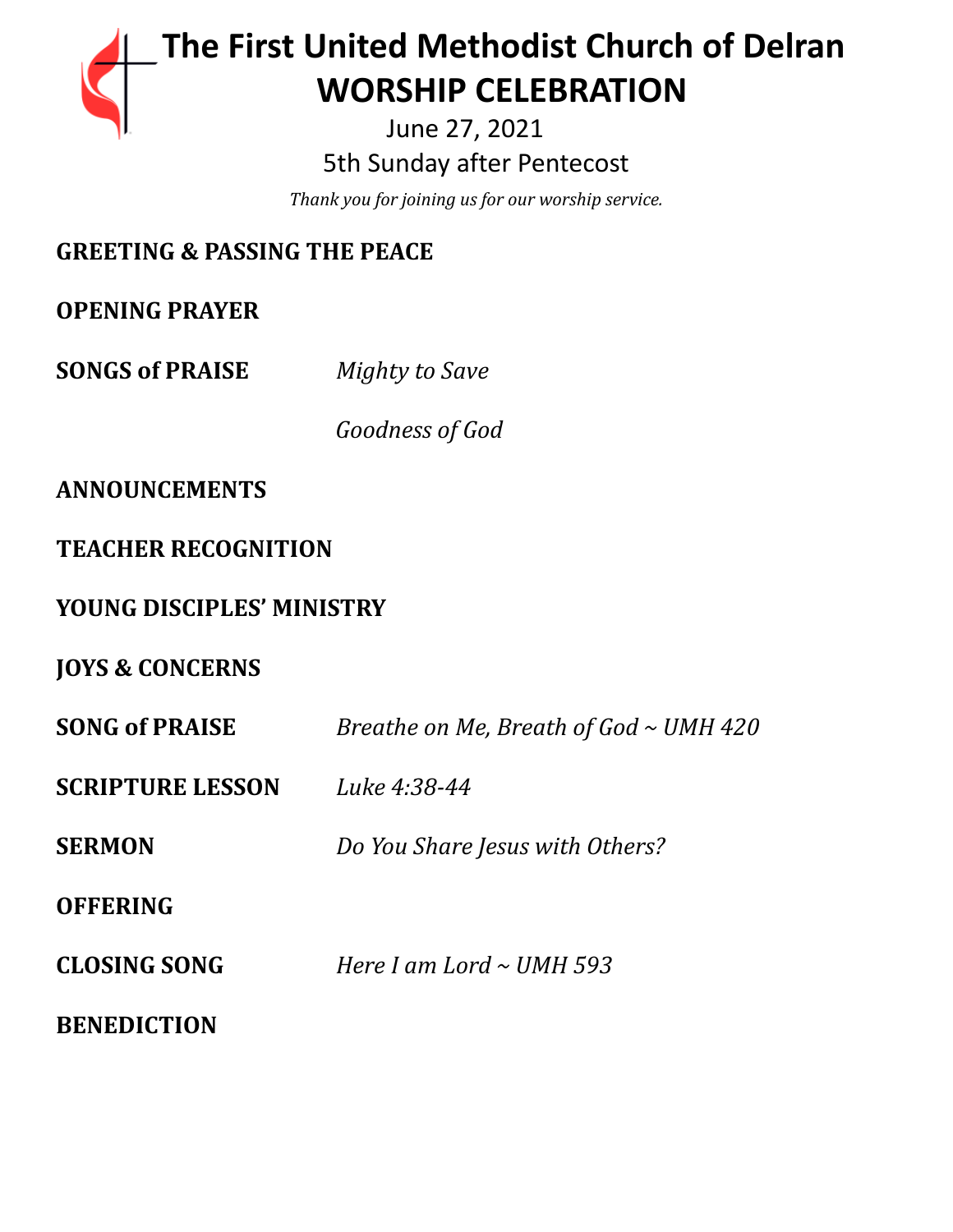# The First United Methodist Church of Delran
# WORSHIP CELEBRATION

June 27, 2021

5th Sunday after Pentecost

*Thank you for joining us for our worship service.*

**GREETING & PASSING THE PEACE**

**OPENING PRAYER**

**SONGS of PRAISE** *Mighty to Save*

*Goodness of God*

**ANNOUNCEMENTS**

**TEACHER RECOGNITION**

**YOUNG DISCIPLES' MINISTRY**

**JOYS & CONCERNS**

**SONG of PRAISE** *Breathe on Me, Breath of God ~ UMH 420*

**SCRIPTURE LESSON** *Luke 4:38-44*

**SERMON** *Do You Share Jesus with Others?*

**OFFERING**

**CLOSING SONG** *Here I am Lord ~ UMH 593*

**BENEDICTION**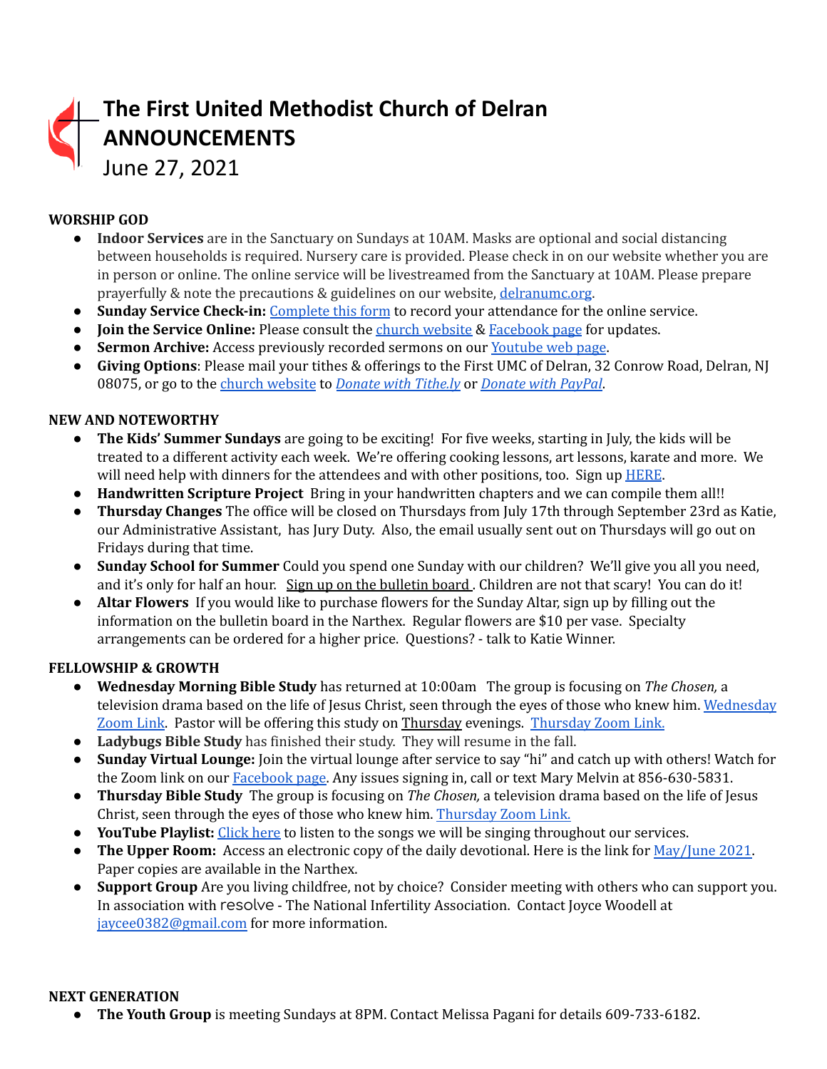# The First United Methodist Church of Delran
# ANNOUNCEMENTS
June 27, 2021

**WORSHIP GOD**

- **Indoor Services** are in the Sanctuary on Sundays at 10AM. Masks are optional and social distancing between households is required. Nursery care is provided. Please check in on our website whether you are in person or online. The online service will be livestreamed from the Sanctuary at 10AM. Please prepare prayerfully & note the precautions & guidelines on our website, delranumc.org.
- **Sunday Service Check-in:** Complete this form to record your attendance for the online service.
- **Join the Service Online:** Please consult the church website & Facebook page for updates.
- **Sermon Archive:** Access previously recorded sermons on our Youtube web page.
- **Giving Options**: Please mail your tithes & offerings to the First UMC of Delran, 32 Conrow Road, Delran, NJ 08075, or go to the church website to *Donate with Tithe.ly* or *Donate with PayPal*.

**NEW AND NOTEWORTHY**

- **The Kids' Summer Sundays** are going to be exciting! For five weeks, starting in July, the kids will be treated to a different activity each week. We're offering cooking lessons, art lessons, karate and more. We will need help with dinners for the attendees and with other positions, too. Sign up HERE.
- **Handwritten Scripture Project** Bring in your handwritten chapters and we can compile them all!!
- **Thursday Changes** The office will be closed on Thursdays from July 17th through September 23rd as Katie, our Administrative Assistant, has Jury Duty. Also, the email usually sent out on Thursdays will go out on Fridays during that time.
- **Sunday School for Summer** Could you spend one Sunday with our children? We'll give you all you need, and it's only for half an hour. Sign up on the bulletin board. Children are not that scary! You can do it!
- **Altar Flowers** If you would like to purchase flowers for the Sunday Altar, sign up by filling out the information on the bulletin board in the Narthex. Regular flowers are $10 per vase. Specialty arrangements can be ordered for a higher price. Questions? - talk to Katie Winner.

**FELLOWSHIP & GROWTH**

- **Wednesday Morning Bible Study** has returned at 10:00am The group is focusing on *The Chosen,* a television drama based on the life of Jesus Christ, seen through the eyes of those who knew him. Wednesday Zoom Link. Pastor will be offering this study on Thursday evenings. Thursday Zoom Link.
- **Ladybugs Bible Study** has finished their study. They will resume in the fall.
- **Sunday Virtual Lounge:** Join the virtual lounge after service to say "hi" and catch up with others! Watch for the Zoom link on our Facebook page. Any issues signing in, call or text Mary Melvin at 856-630-5831.
- **Thursday Bible Study** The group is focusing on *The Chosen,* a television drama based on the life of Jesus Christ, seen through the eyes of those who knew him. Thursday Zoom Link.
- **YouTube Playlist:** Click here to listen to the songs we will be singing throughout our services.
- **The Upper Room:** Access an electronic copy of the daily devotional. Here is the link for May/June 2021. Paper copies are available in the Narthex.
- **Support Group** Are you living childfree, not by choice? Consider meeting with others who can support you. In association with resolve - The National Infertility Association. Contact Joyce Woodell at jaycee0382@gmail.com for more information.

**NEXT GENERATION**

- **The Youth Group** is meeting Sundays at 8PM. Contact Melissa Pagani for details 609-733-6182.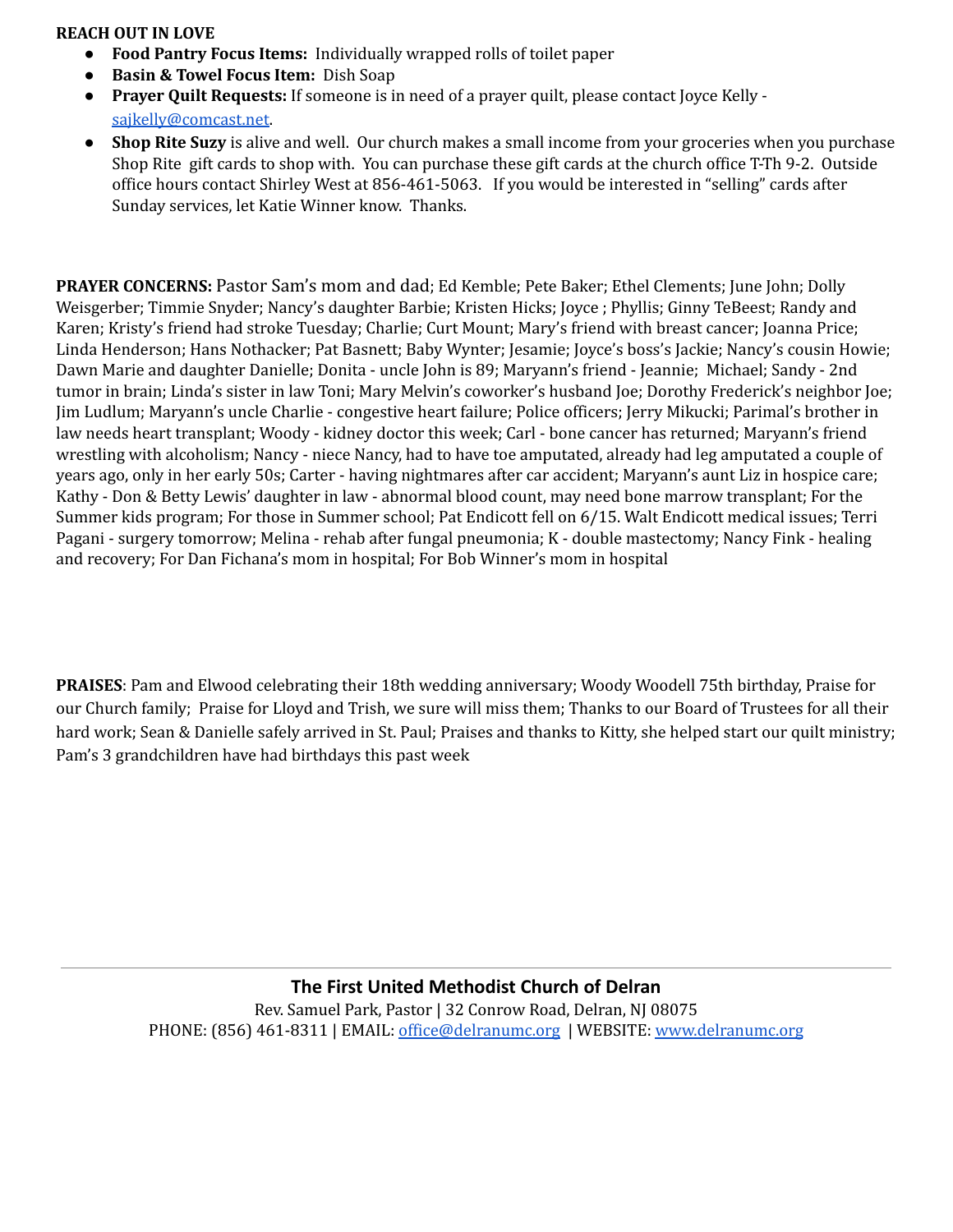**REACH OUT IN LOVE**

- **Food Pantry Focus Items:** Individually wrapped rolls of toilet paper
- **Basin & Towel Focus Item:** Dish Soap
- **Prayer Quilt Requests:** If someone is in need of a prayer quilt, please contact Joyce Kelly - sajkelly@comcast.net.
- **Shop Rite Suzy** is alive and well. Our church makes a small income from your groceries when you purchase Shop Rite gift cards to shop with. You can purchase these gift cards at the church office T-Th 9-2. Outside office hours contact Shirley West at 856-461-5063. If you would be interested in "selling" cards after Sunday services, let Katie Winner know. Thanks.

**PRAYER CONCERNS:** Pastor Sam's mom and dad; Ed Kemble; Pete Baker; Ethel Clements; June John; Dolly Weisgerber; Timmie Snyder; Nancy's daughter Barbie; Kristen Hicks; Joyce ; Phyllis; Ginny TeBeest; Randy and Karen; Kristy's friend had stroke Tuesday; Charlie; Curt Mount; Mary's friend with breast cancer; Joanna Price; Linda Henderson; Hans Nothacker; Pat Basnett; Baby Wynter; Jesamie; Joyce's boss's Jackie; Nancy's cousin Howie; Dawn Marie and daughter Danielle; Donita - uncle John is 89; Maryann's friend - Jeannie; Michael; Sandy - 2nd tumor in brain; Linda's sister in law Toni; Mary Melvin's coworker's husband Joe; Dorothy Frederick's neighbor Joe; Jim Ludlum; Maryann's uncle Charlie - congestive heart failure; Police officers; Jerry Mikucki; Parimal's brother in law needs heart transplant; Woody - kidney doctor this week; Carl - bone cancer has returned; Maryann's friend wrestling with alcoholism; Nancy - niece Nancy, had to have toe amputated, already had leg amputated a couple of years ago, only in her early 50s; Carter - having nightmares after car accident; Maryann's aunt Liz in hospice care; Kathy - Don & Betty Lewis' daughter in law - abnormal blood count, may need bone marrow transplant; For the Summer kids program; For those in Summer school; Pat Endicott fell on 6/15. Walt Endicott medical issues; Terri Pagani - surgery tomorrow; Melina - rehab after fungal pneumonia; K - double mastectomy; Nancy Fink - healing and recovery; For Dan Fichana's mom in hospital; For Bob Winner's mom in hospital

**PRAISES**: Pam and Elwood celebrating their 18th wedding anniversary; Woody Woodell 75th birthday, Praise for our Church family; Praise for Lloyd and Trish, we sure will miss them; Thanks to our Board of Trustees for all their hard work; Sean & Danielle safely arrived in St. Paul; Praises and thanks to Kitty, she helped start our quilt ministry; Pam's 3 grandchildren have had birthdays this past week

---

**The First United Methodist Church of Delran**

Rev. Samuel Park, Pastor | 32 Conrow Road, Delran, NJ 08075

PHONE: (856) 461-8311 | EMAIL: office@delranumc.org | WEBSITE: www.delranumc.org